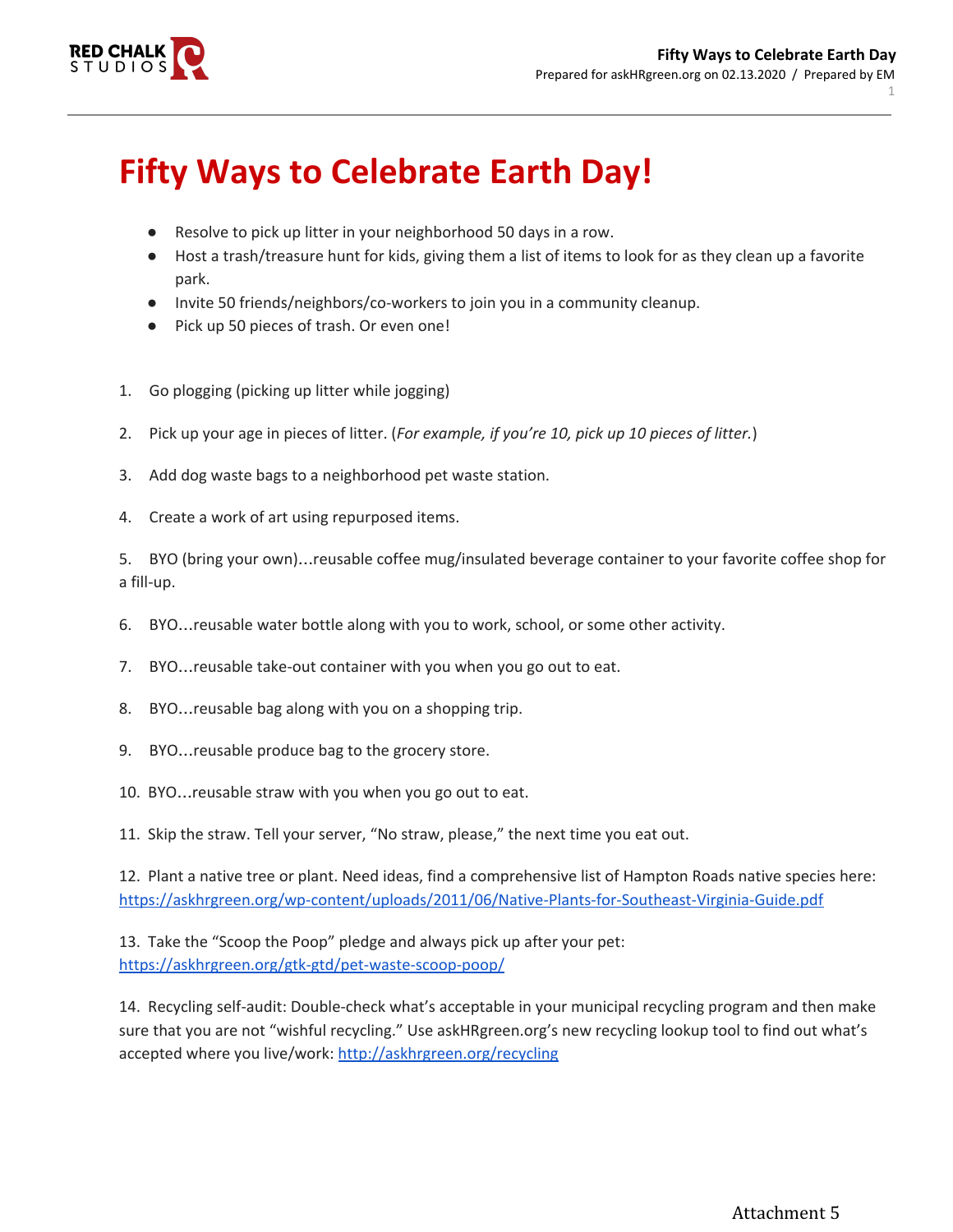# Fifty Ways to Celebrate Earth Day!

- Resolve to pick up litter in your neighborhood 50 days in a row.
- Host a trash/treasure hunt for kids, giving them a list of items to look for as they clean up a favorite park.
- Invite 50 friends/neighbors/co-workers to join you in a community cleanup.
- Pick up 50 pieces of trash. Or even one!

1. Go plogging (picking up litter while jogging)

2. Pick up your age in pieces of litter. (*For example, if you're 10, pick up 10 pieces of litter.*)

3. Add dog waste bags to a neighborhood pet waste station.

4. Create a work of art using repurposed items.

5. BYO (bring your own)…reusable coffee mug/insulated beverage container to your favorite coffee shop for a fill-up.

6. BYO…reusable water bottle along with you to work, school, or some other activity.

7. BYO…reusable take-out container with you when you go out to eat.

8. BYO…reusable bag along with you on a shopping trip.

9. BYO…reusable produce bag to the grocery store.

10. BYO…reusable straw with you when you go out to eat.

11. Skip the straw. Tell your server, "No straw, please," the next time you eat out.

12. Plant a native tree or plant. Need ideas, find a comprehensive list of Hampton Roads native species here: https://askhrgreen.org/wp-content/uploads/2011/06/Native-Plants-for-Southeast-Virginia-Guide.pdf

13. Take the "Scoop the Poop" pledge and always pick up after your pet: https://askhrgreen.org/gtk-gtd/pet-waste-scoop-poop/

14. Recycling self-audit: Double-check what's acceptable in your municipal recycling program and then make sure that you are not "wishful recycling." Use askHRgreen.org's new recycling lookup tool to find out what's accepted where you live/work: http://askhrgreen.org/recycling

Attachment 5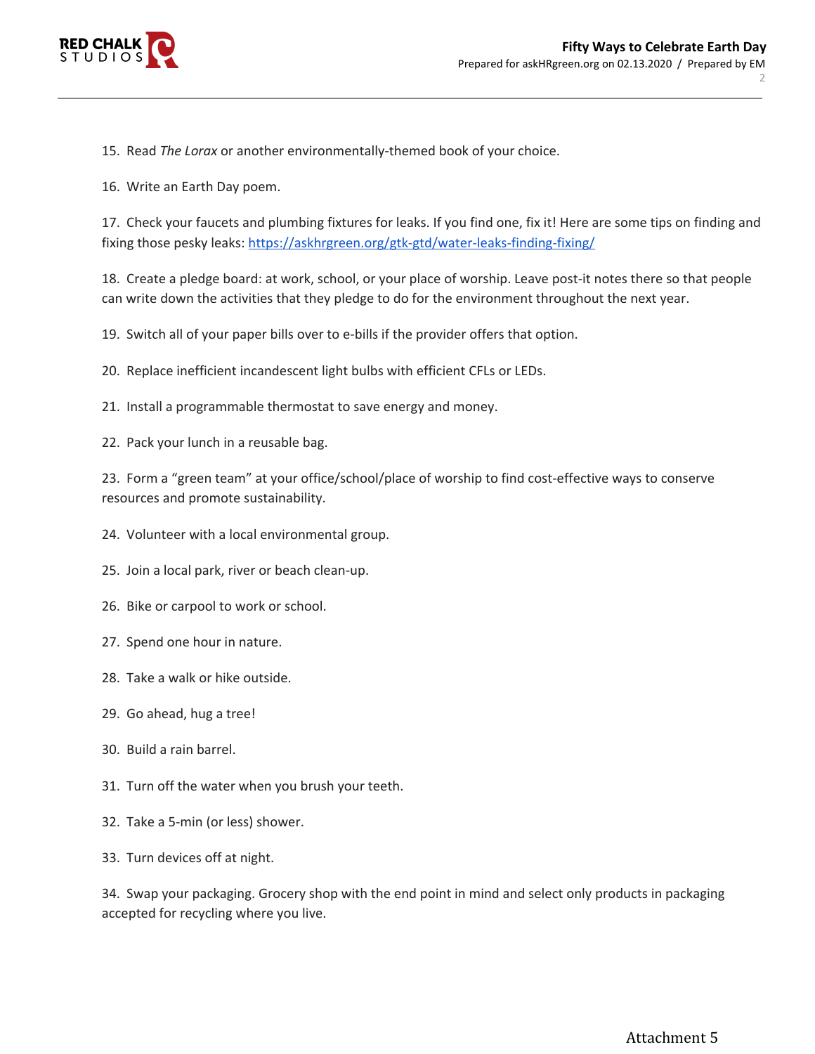15. Read *The Lorax* or another environmentally-themed book of your choice.

16. Write an Earth Day poem.

17. Check your faucets and plumbing fixtures for leaks. If you find one, fix it! Here are some tips on finding and fixing those pesky leaks: [https://askhrgreen.org/gtk-gtd/water-leaks-finding-fixing/](https://askhrgreen.org/gtk-gtd/water-leaks-finding-fixing/)

18. Create a pledge board: at work, school, or your place of worship. Leave post-it notes there so that people can write down the activities that they pledge to do for the environment throughout the next year.

19. Switch all of your paper bills over to e-bills if the provider offers that option.

20. Replace inefficient incandescent light bulbs with efficient CFLs or LEDs.

21. Install a programmable thermostat to save energy and money.

22. Pack your lunch in a reusable bag.

23. Form a "green team" at your office/school/place of worship to find cost-effective ways to conserve resources and promote sustainability.

24. Volunteer with a local environmental group.

25. Join a local park, river or beach clean-up.

26. Bike or carpool to work or school.

27. Spend one hour in nature.

28. Take a walk or hike outside.

29. Go ahead, hug a tree!

30. Build a rain barrel.

31. Turn off the water when you brush your teeth.

32. Take a 5-min (or less) shower.

33. Turn devices off at night.

34. Swap your packaging. Grocery shop with the end point in mind and select only products in packaging accepted for recycling where you live.

Attachment 5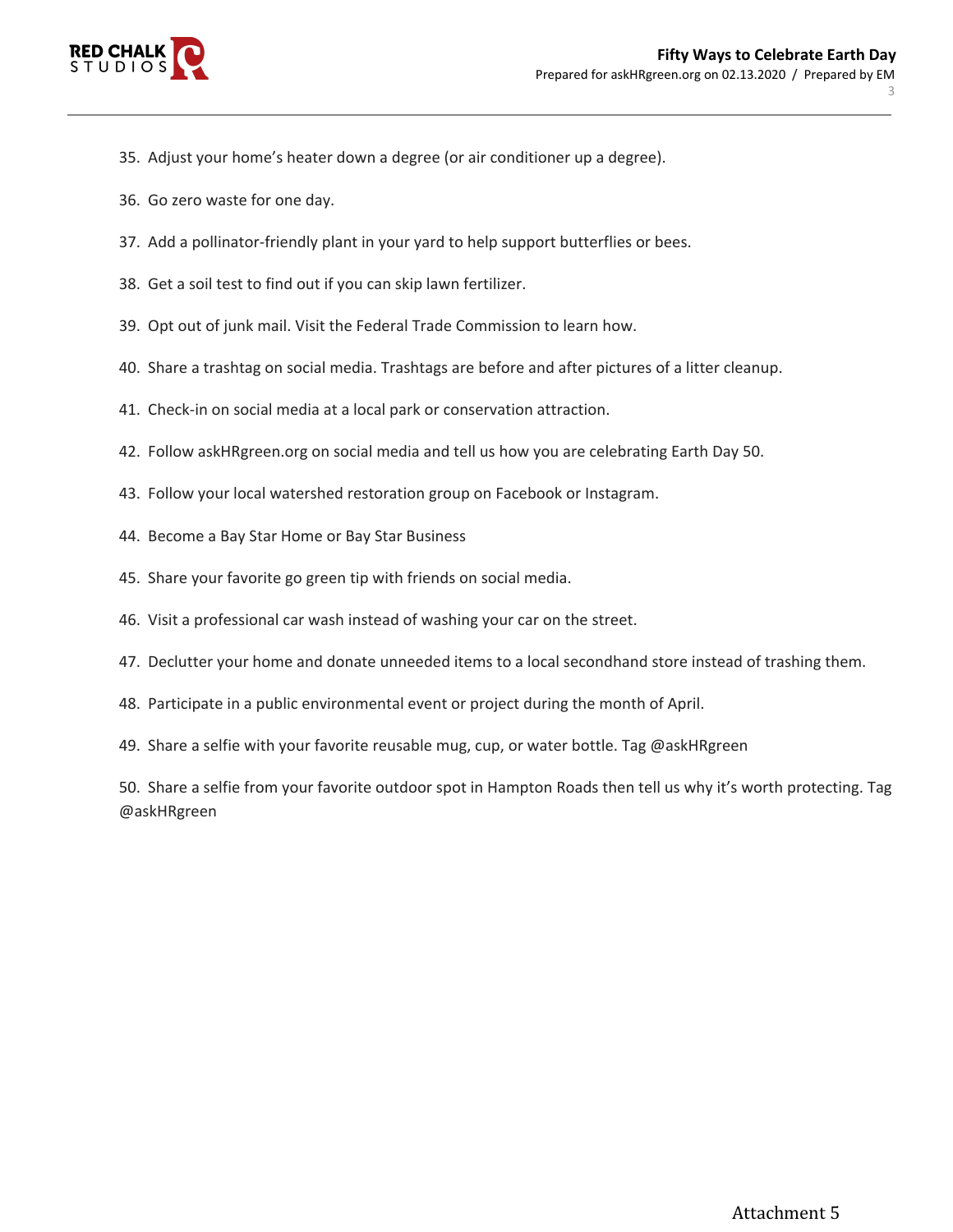35. Adjust your home's heater down a degree (or air conditioner up a degree).

36. Go zero waste for one day.

37. Add a pollinator-friendly plant in your yard to help support butterflies or bees.

38. Get a soil test to find out if you can skip lawn fertilizer.

39. Opt out of junk mail. Visit the Federal Trade Commission to learn how.

40. Share a trashtag on social media. Trashtags are before and after pictures of a litter cleanup.

41. Check-in on social media at a local park or conservation attraction.

42. Follow askHRgreen.org on social media and tell us how you are celebrating Earth Day 50.

43. Follow your local watershed restoration group on Facebook or Instagram.

44. Become a Bay Star Home or Bay Star Business

45. Share your favorite go green tip with friends on social media.

46. Visit a professional car wash instead of washing your car on the street.

47. Declutter your home and donate unneeded items to a local secondhand store instead of trashing them.

48. Participate in a public environmental event or project during the month of April.

49. Share a selfie with your favorite reusable mug, cup, or water bottle. Tag @askHRgreen

50. Share a selfie from your favorite outdoor spot in Hampton Roads then tell us why it's worth protecting. Tag @askHRgreen

Attachment 5